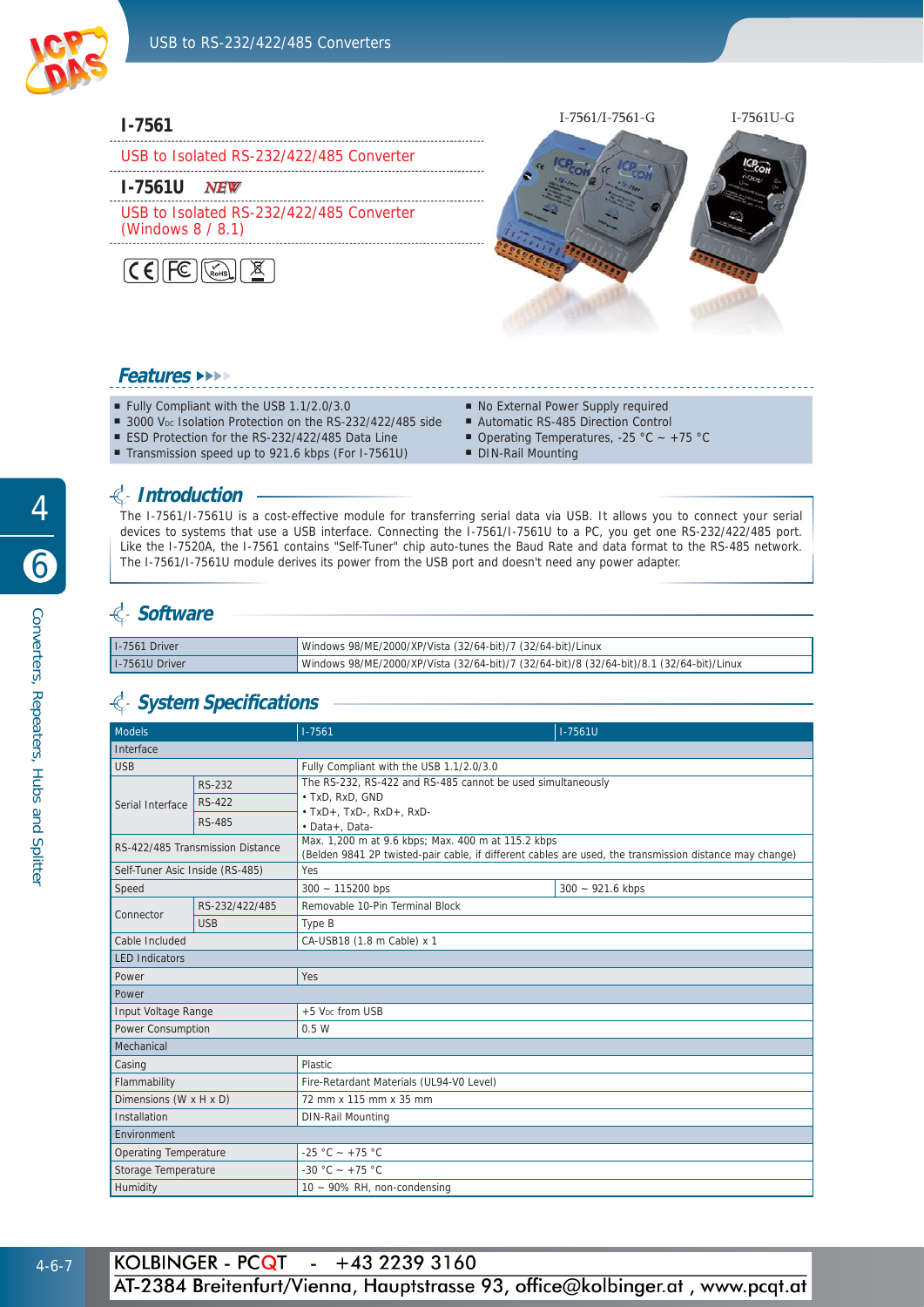# I-7561

USB to Isolated RS-232/422/485 Converter

# I-7561U NEW

USB to Isolated RS-232/422/485 Converter (Windows 8 / 8.1)

I-7561/I-7561-G    I-7561U-G

## Features

- Fully Compliant with the USB 1.1/2.0/3.0
- 3000 $V_{DC}$ Isolation Protection on the RS-232/422/485 side
- ESD Protection for the RS-232/422/485 Data Line
- Transmission speed up to 921.6 kbps (For I-7561U)
- No External Power Supply required
- Automatic RS-485 Direction Control
- Operating Temperatures, -25 °C ~ +75 °C
- DIN-Rail Mounting

## Introduction

The I-7561/I-7561U is a cost-effective module for transferring serial data via USB. It allows you to connect your serial devices to systems that use a USB interface. Connecting the I-7561/I-7561U to a PC, you get one RS-232/422/485 port. Like the I-7520A, the I-7561 contains "Self-Tuner" chip auto-tunes the Baud Rate and data format to the RS-485 network. The I-7561/I-7561U module derives its power from the USB port and doesn't need any power adapter.

## Software

| | |
|---|---|
| I-7561 Driver | Windows 98/ME/2000/XP/Vista (32/64-bit)/7 (32/64-bit)/Linux |
| I-7561U Driver | Windows 98/ME/2000/XP/Vista (32/64-bit)/7 (32/64-bit)/8 (32/64-bit)/8.1 (32/64-bit)/Linux |

## System Specifications

| Models | | I-7561 | I-7561U |
|---|---|---|---|
| Interface | | | |
| USB | | Fully Compliant with the USB 1.1/2.0/3.0 | |
| Serial Interface | | The RS-232, RS-422 and RS-485 cannot be used simultaneously | |
| | RS-232 | • TxD, RxD, GND | |
| | RS-422 | • TxD+, TxD-, RxD+, RxD- | |
| | RS-485 | • Data+, Data- | |
| RS-422/485 Transmission Distance | | Max. 1,200 m at 9.6 kbps; Max. 400 m at 115.2 kbps (Belden 9841 2P twisted-pair cable, if different cables are used, the transmission distance may change) | |
| Self-Tuner Asic Inside (RS-485) | | Yes | |
| Speed | | 300 ~ 115200 bps | 300 ~ 921.6 kbps |
| Connector | RS-232/422/485 | Removable 10-Pin Terminal Block | |
| | USB | Type B | |
| Cable Included | | CA-USB18 (1.8 m Cable) x 1 | |
| LED Indicators | | | |
| Power | | Yes | |
| Power | | | |
| Input Voltage Range | | +5 $V_{DC}$ from USB | |
| Power Consumption | | 0.5 W | |
| Mechanical | | | |
| Casing | | Plastic | |
| Flammability | | Fire-Retardant Materials (UL94-V0 Level) | |
| Dimensions (W x H x D) | | 72 mm x 115 mm x 35 mm | |
| Installation | | DIN-Rail Mounting | |
| Environment | | | |
| Operating Temperature | | -25 °C ~ +75 °C | |
| Storage Temperature | | -30 °C ~ +75 °C | |
| Humidity | | 10 ~ 90% RH, non-condensing | |

KOLBINGER - PCQT - +43 2239 3160
AT-2384 Breitenfurt/Vienna, Hauptstrasse 93, office@kolbinger.at , www.pcqt.at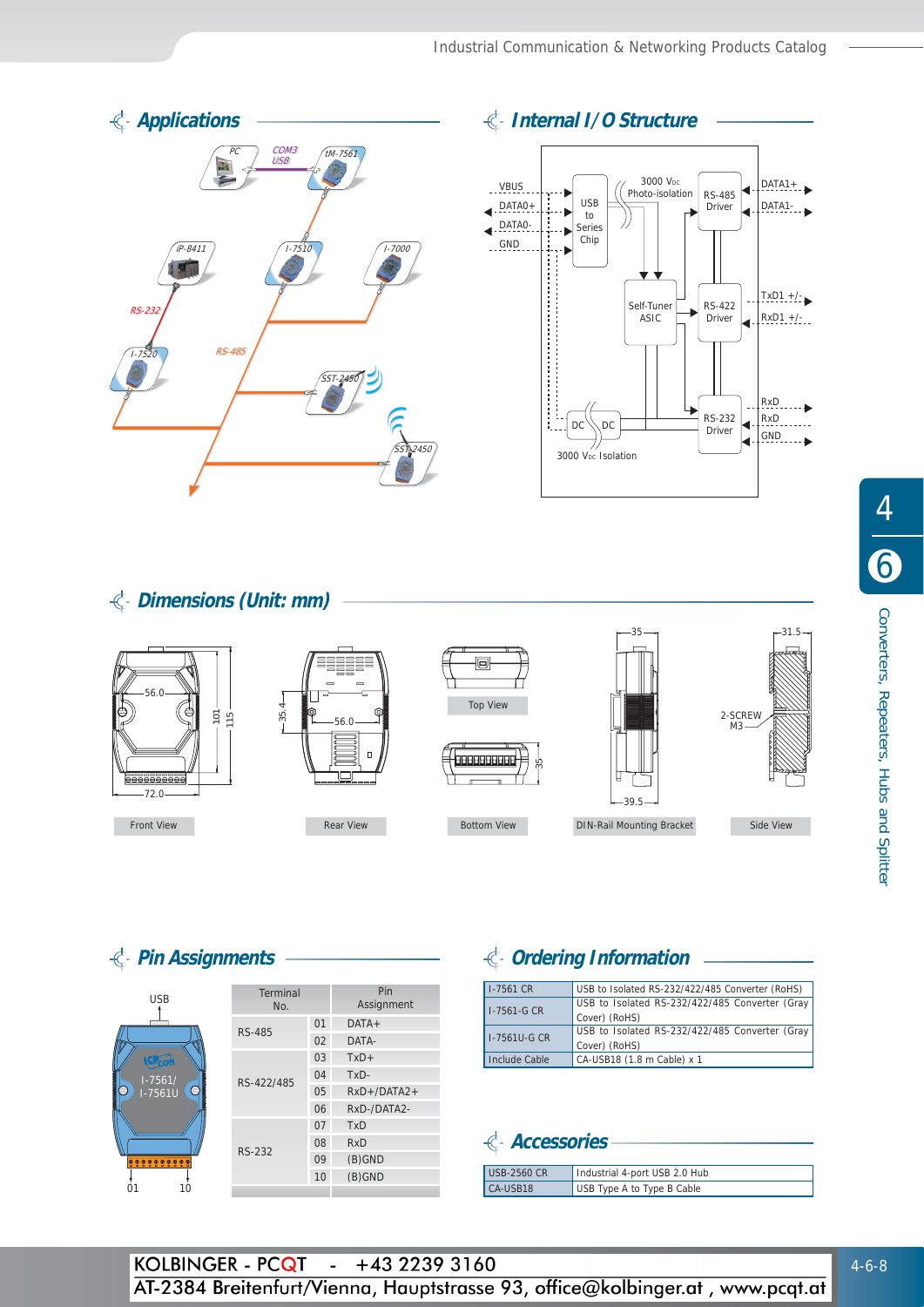## Applications

PC
COM3
USB
tM-7561
iP-8411
I-7510
I-7000
RS-232
I-7520
RS-485
SST-2450
SST-2450

## Internal I/O Structure

VBUS
DATA0+
DATA0-
GND
USB to Series Chip
3000 $V_{DC}$ Photo-isolation
RS-485 Driver
DATA1+
DATA1-
Self-Tuner ASIC
RS-422 Driver
TxD1 +/-
RxD1 +/-
DC
DC
RS-232 Driver
RxD
RxD
GND
3000 $V_{DC}$ Isolation

## Dimensions (Unit: mm)

56.0
101
115
72.0
Front View

35.4
56.0
Rear View

Top View
35
Bottom View

35
39.5
DIN-Rail Mounting Bracket

31.5
2-SCREW M3
Side View

## Pin Assignments

USB
I-7561/
I-7561U
01
10

| Terminal No. | | Pin Assignment |
|---|---|---|
| RS-485 | 01 | DATA+ |
| | 02 | DATA- |
| RS-422/485 | 03 | TxD+ |
| | 04 | TxD- |
| | 05 | RxD+/DATA2+ |
| | 06 | RxD-/DATA2- |
| RS-232 | 07 | TxD |
| | 08 | RxD |
| | 09 | (B)GND |
| | 10 | (B)GND |

## Ordering Information

| | |
|---|---|
| I-7561 CR | USB to Isolated RS-232/422/485 Converter (RoHS) |
| I-7561-G CR | USB to Isolated RS-232/422/485 Converter (Gray Cover) (RoHS) |
| I-7561U-G CR | USB to Isolated RS-232/422/485 Converter (Gray Cover) (RoHS) |
| Include Cable | CA-USB18 (1.8 m Cable) x 1 |

## Accessories

| | |
|---|---|
| USB-2560 CR | Industrial 4-port USB 2.0 Hub |
| CA-USB18 | USB Type A to Type B Cable |

KOLBINGER - PCQT - +43 2239 3160
AT-2384 Breitenfurt/Vienna, Hauptstrasse 93, office@kolbinger.at , www.pcqt.at